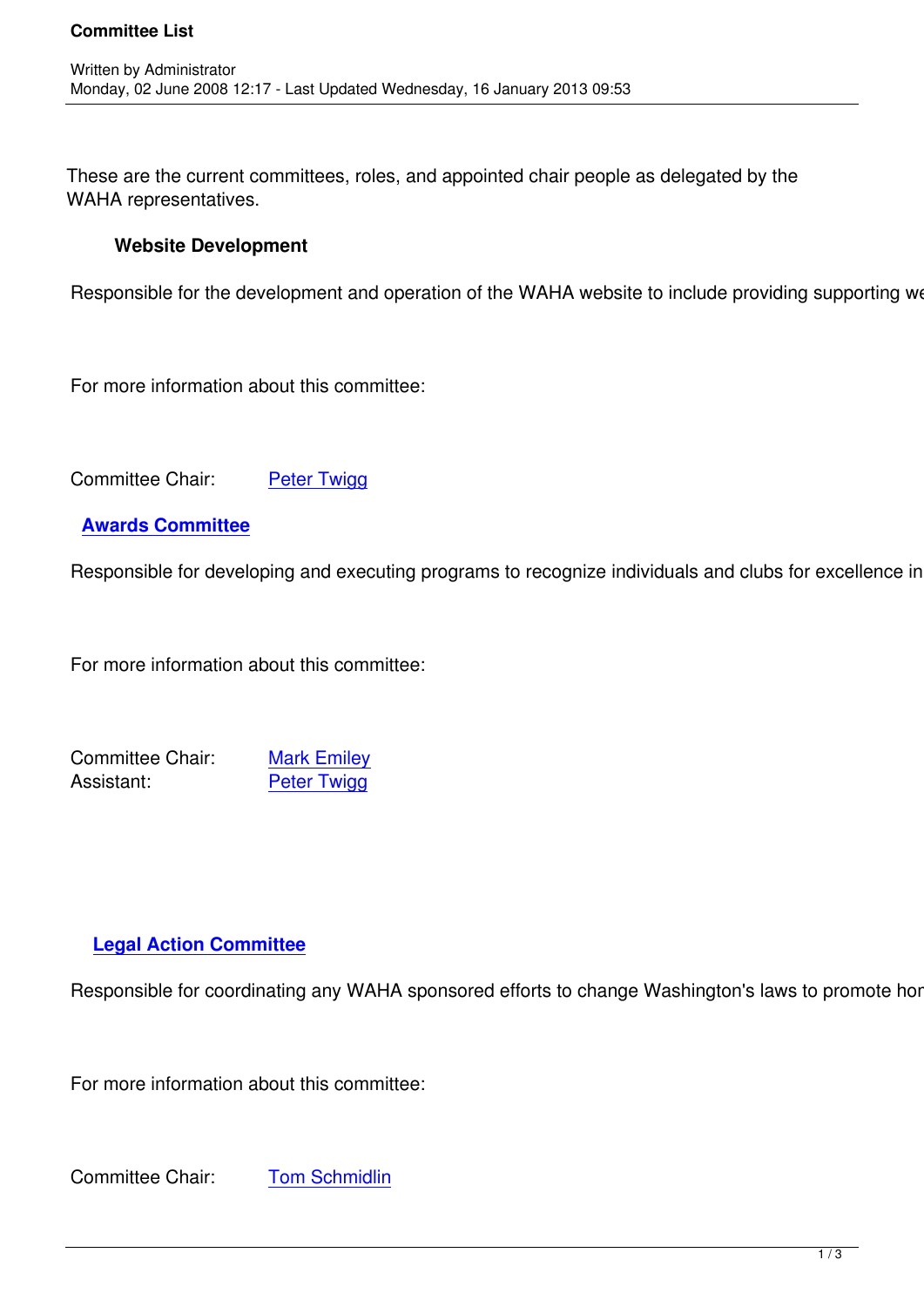# Committee List

Written by Administrator
Monday, 02 June 2008 12:17 - Last Updated Wednesday, 16 January 2013 09:53

These are the current committees, roles, and appointed chair people as delegated by the WAHA representatives.

### Website Development

Responsible for the development and operation of the WAHA website to include providing supporting we

For more information about this committee:

Committee Chair: Peter Twigg

### Awards Committee

Responsible for developing and executing programs to recognize individuals and clubs for excellence in

For more information about this committee:

Committee Chair: Mark Emiley
Assistant: Peter Twigg

### Legal Action Committee

Responsible for coordinating any WAHA sponsored efforts to change Washington's laws to promote hor

For more information about this committee:

Committee Chair: Tom Schmidlin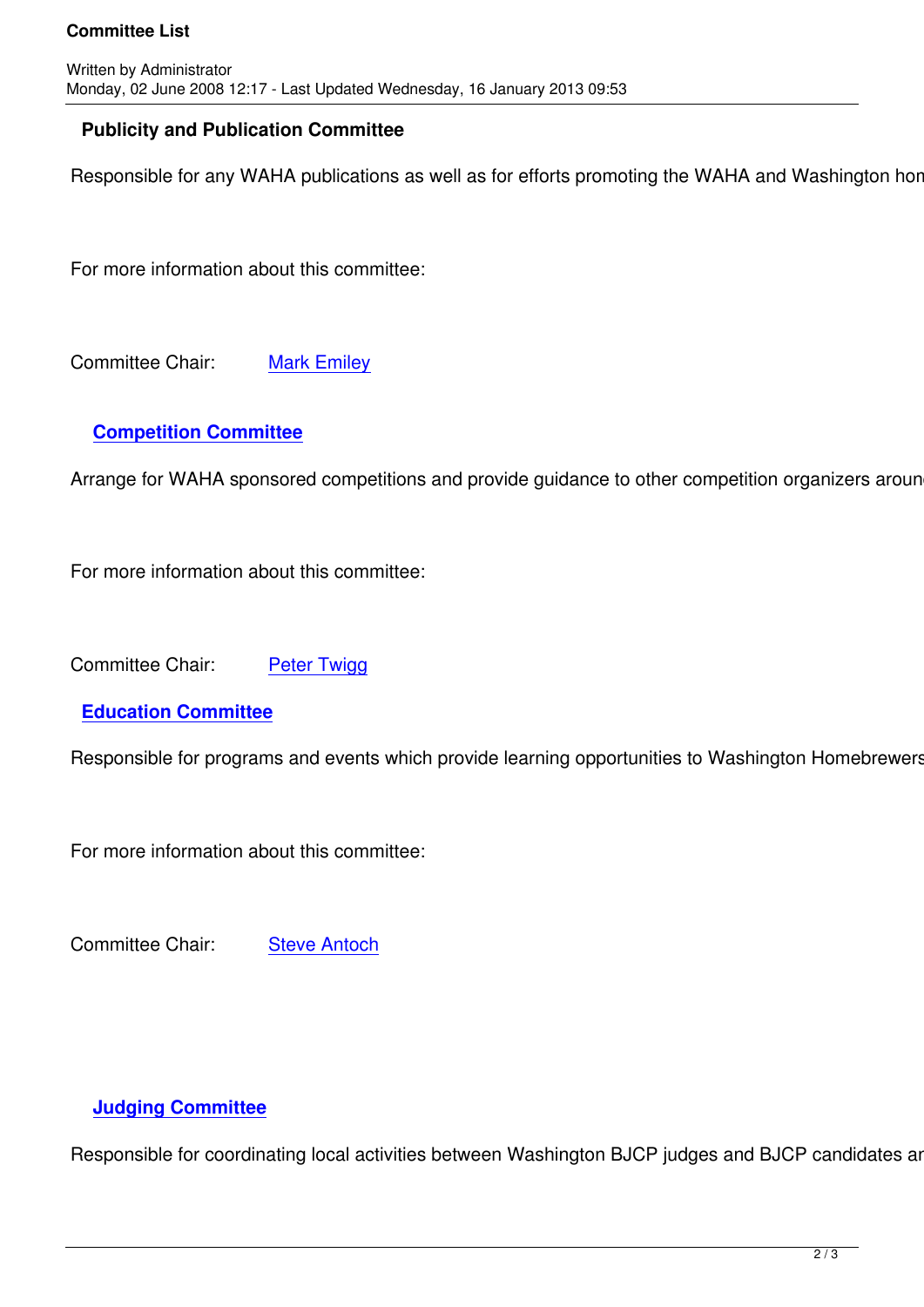### Publicity and Publication Committee

Responsible for any WAHA publications as well as for efforts promoting the WAHA and Washington hon

For more information about this committee:

Committee Chair: Mark Emiley

### Competition Committee

Arrange for WAHA sponsored competitions and provide guidance to other competition organizers aroun

For more information about this committee:

Committee Chair: Peter Twigg

### Education Committee

Responsible for programs and events which provide learning opportunities to Washington Homebrewers

For more information about this committee:

Committee Chair: Steve Antoch

### Judging Committee

Responsible for coordinating local activities between Washington BJCP judges and BJCP candidates ar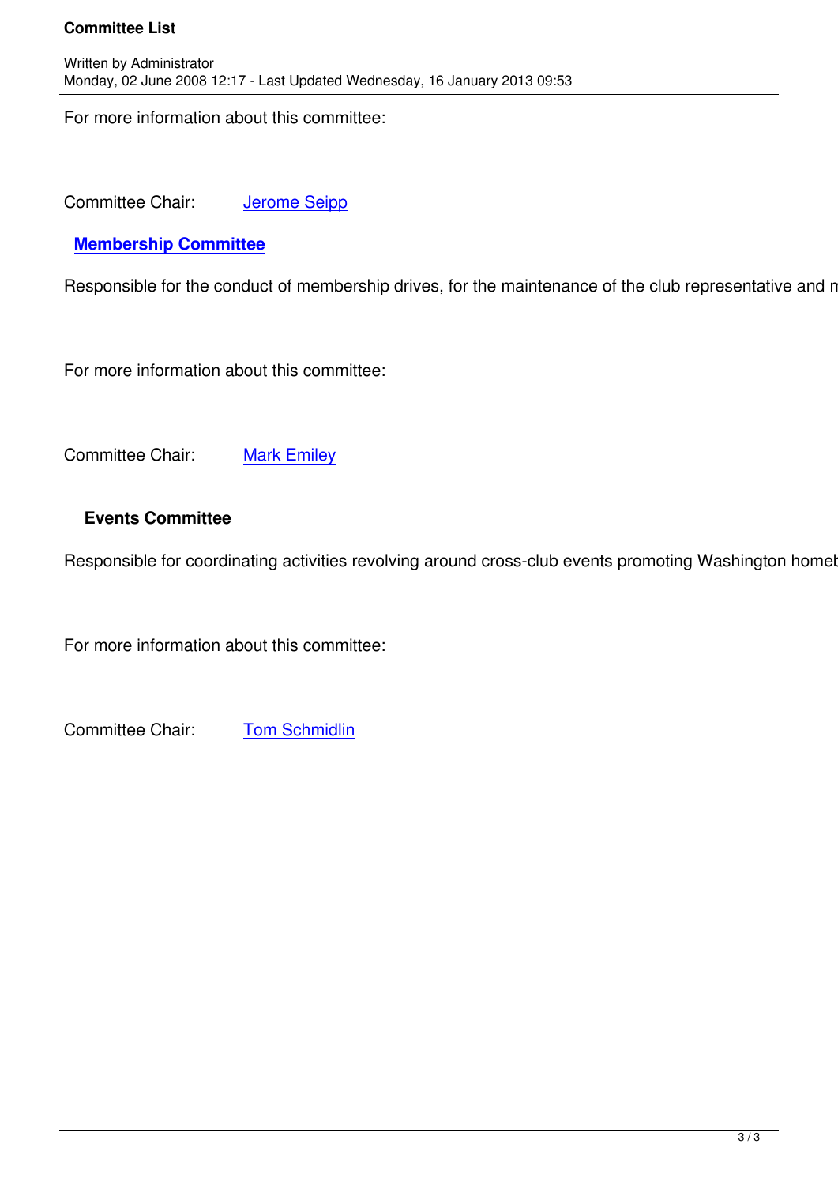For more information about this committee:

Committee Chair: Jerome Seipp

### Membership Committee

Responsible for the conduct of membership drives, for the maintenance of the club representative and m

For more information about this committee:

Committee Chair: Mark Emiley

### Events Committee

Responsible for coordinating activities revolving around cross-club events promoting Washington homeb

For more information about this committee:

Committee Chair: Tom Schmidlin